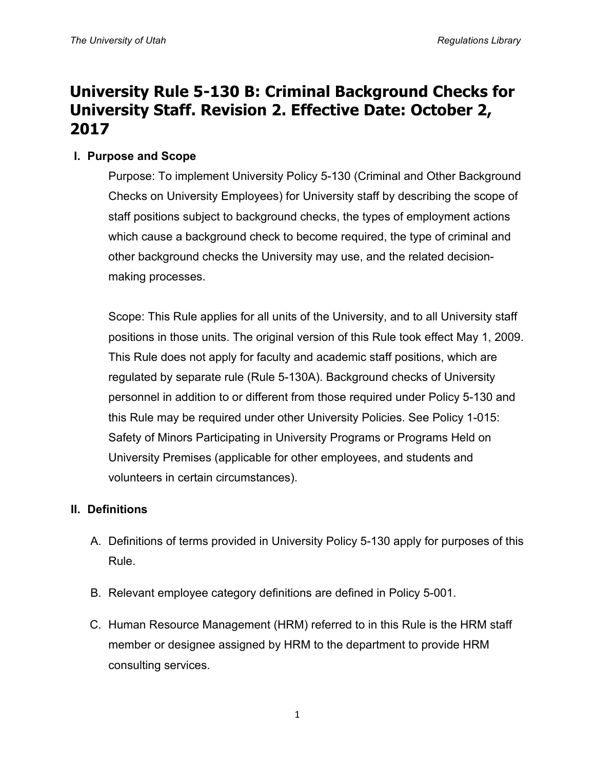# University Rule 5-130 B: Criminal Background Checks for University Staff. Revision 2. Effective Date: October 2, 2017

## I. Purpose and Scope

Purpose: To implement University Policy 5-130 (Criminal and Other Background Checks on University Employees) for University staff by describing the scope of staff positions subject to background checks, the types of employment actions which cause a background check to become required, the type of criminal and other background checks the University may use, and the related decision-making processes.

Scope: This Rule applies for all units of the University, and to all University staff positions in those units. The original version of this Rule took effect May 1, 2009. This Rule does not apply for faculty and academic staff positions, which are regulated by separate rule (Rule 5-130A). Background checks of University personnel in addition to or different from those required under Policy 5-130 and this Rule may be required under other University Policies. See Policy 1-015: Safety of Minors Participating in University Programs or Programs Held on University Premises (applicable for other employees, and students and volunteers in certain circumstances).

## II. Definitions

A. Definitions of terms provided in University Policy 5-130 apply for purposes of this Rule.

B. Relevant employee category definitions are defined in Policy 5-001.

C. Human Resource Management (HRM) referred to in this Rule is the HRM staff member or designee assigned by HRM to the department to provide HRM consulting services.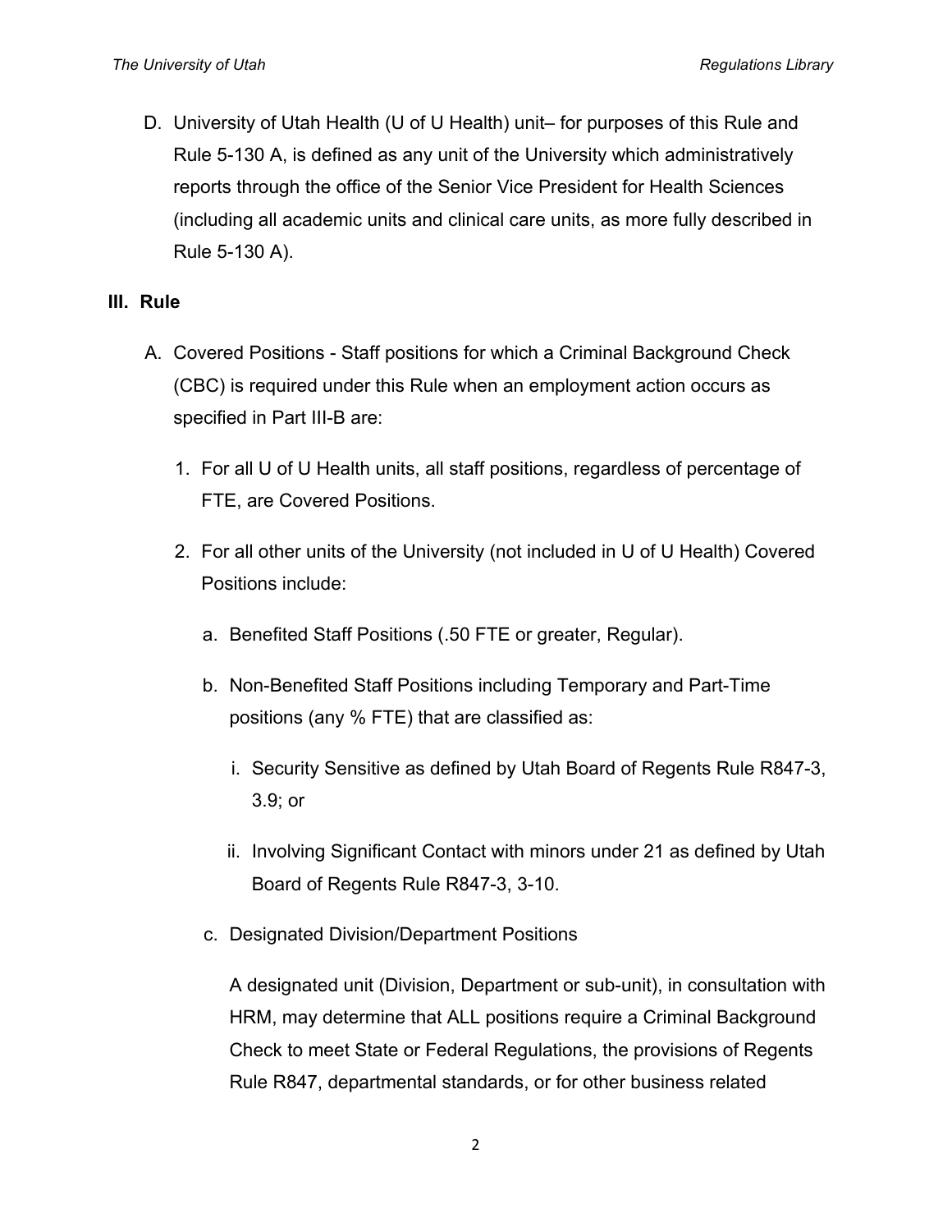D. University of Utah Health (U of U Health) unit– for purposes of this Rule and Rule 5-130 A, is defined as any unit of the University which administratively reports through the office of the Senior Vice President for Health Sciences (including all academic units and clinical care units, as more fully described in Rule 5-130 A).

## III. Rule

A. Covered Positions - Staff positions for which a Criminal Background Check (CBC) is required under this Rule when an employment action occurs as specified in Part III-B are:

1. For all U of U Health units, all staff positions, regardless of percentage of FTE, are Covered Positions.

2. For all other units of the University (not included in U of U Health) Covered Positions include:

   a. Benefited Staff Positions (.50 FTE or greater, Regular).

   b. Non-Benefited Staff Positions including Temporary and Part-Time positions (any % FTE) that are classified as:

      i. Security Sensitive as defined by Utah Board of Regents Rule R847-3, 3.9; or

      ii. Involving Significant Contact with minors under 21 as defined by Utah Board of Regents Rule R847-3, 3-10.

   c. Designated Division/Department Positions

      A designated unit (Division, Department or sub-unit), in consultation with HRM, may determine that ALL positions require a Criminal Background Check to meet State or Federal Regulations, the provisions of Regents Rule R847, departmental standards, or for other business related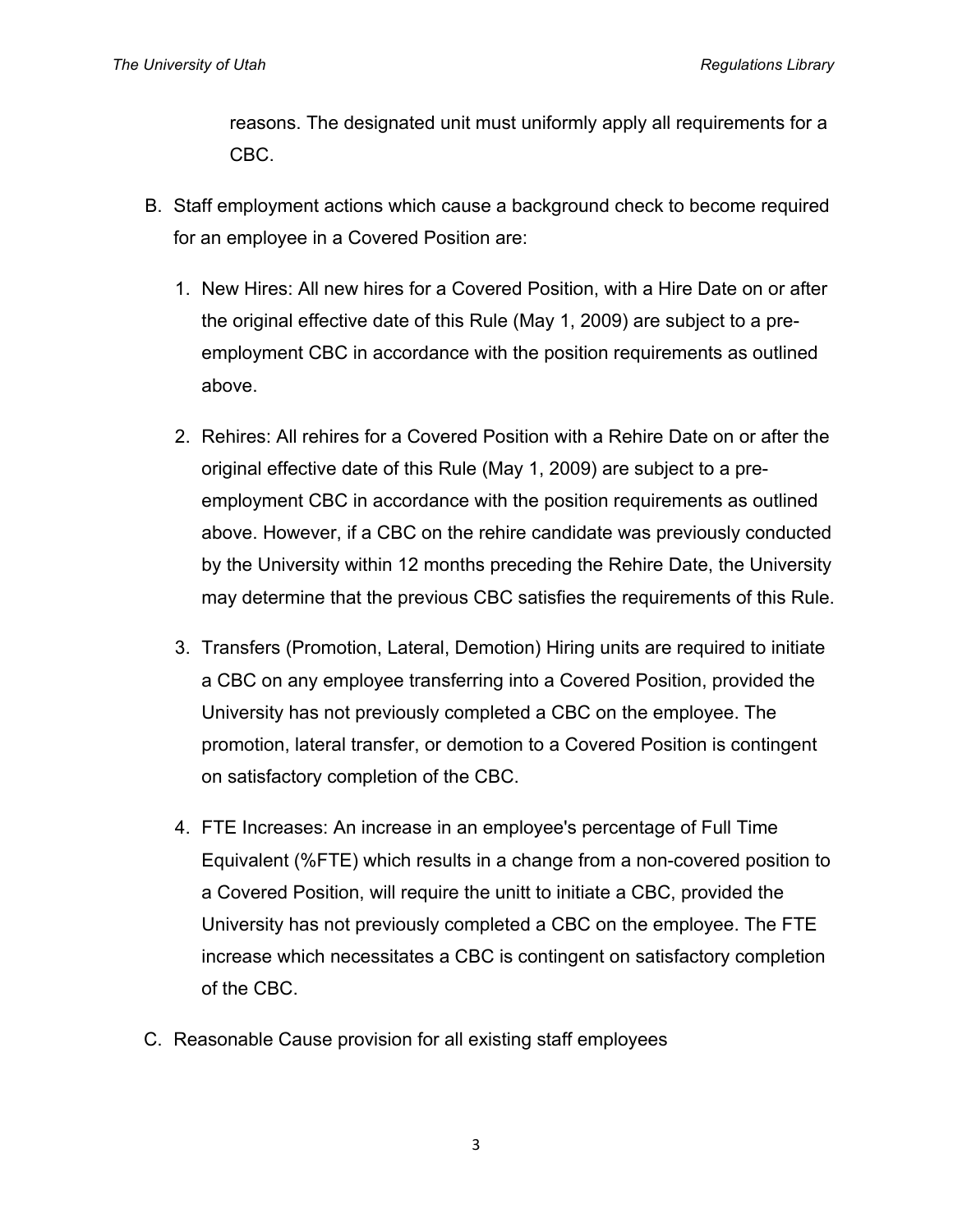reasons. The designated unit must uniformly apply all requirements for a CBC.

B. Staff employment actions which cause a background check to become required for an employee in a Covered Position are:

   1. New Hires: All new hires for a Covered Position, with a Hire Date on or after the original effective date of this Rule (May 1, 2009) are subject to a pre-employment CBC in accordance with the position requirements as outlined above.

   2. Rehires: All rehires for a Covered Position with a Rehire Date on or after the original effective date of this Rule (May 1, 2009) are subject to a pre-employment CBC in accordance with the position requirements as outlined above. However, if a CBC on the rehire candidate was previously conducted by the University within 12 months preceding the Rehire Date, the University may determine that the previous CBC satisfies the requirements of this Rule.

   3. Transfers (Promotion, Lateral, Demotion) Hiring units are required to initiate a CBC on any employee transferring into a Covered Position, provided the University has not previously completed a CBC on the employee. The promotion, lateral transfer, or demotion to a Covered Position is contingent on satisfactory completion of the CBC.

   4. FTE Increases: An increase in an employee's percentage of Full Time Equivalent (%FTE) which results in a change from a non-covered position to a Covered Position, will require the unitt to initiate a CBC, provided the University has not previously completed a CBC on the employee. The FTE increase which necessitates a CBC is contingent on satisfactory completion of the CBC.

C. Reasonable Cause provision for all existing staff employees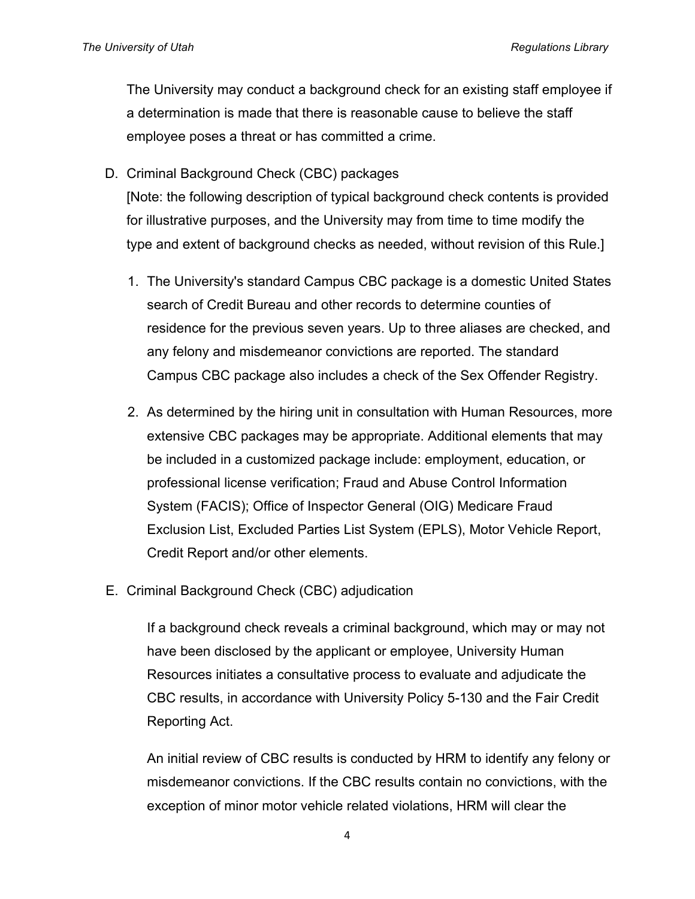The University may conduct a background check for an existing staff employee if a determination is made that there is reasonable cause to believe the staff employee poses a threat or has committed a crime.

D. Criminal Background Check (CBC) packages
[Note: the following description of typical background check contents is provided for illustrative purposes, and the University may from time to time modify the type and extent of background checks as needed, without revision of this Rule.]

1. The University's standard Campus CBC package is a domestic United States search of Credit Bureau and other records to determine counties of residence for the previous seven years. Up to three aliases are checked, and any felony and misdemeanor convictions are reported. The standard Campus CBC package also includes a check of the Sex Offender Registry.

2. As determined by the hiring unit in consultation with Human Resources, more extensive CBC packages may be appropriate. Additional elements that may be included in a customized package include: employment, education, or professional license verification; Fraud and Abuse Control Information System (FACIS); Office of Inspector General (OIG) Medicare Fraud Exclusion List, Excluded Parties List System (EPLS), Motor Vehicle Report, Credit Report and/or other elements.

E. Criminal Background Check (CBC) adjudication

If a background check reveals a criminal background, which may or may not have been disclosed by the applicant or employee, University Human Resources initiates a consultative process to evaluate and adjudicate the CBC results, in accordance with University Policy 5-130 and the Fair Credit Reporting Act.

An initial review of CBC results is conducted by HRM to identify any felony or misdemeanor convictions. If the CBC results contain no convictions, with the exception of minor motor vehicle related violations, HRM will clear the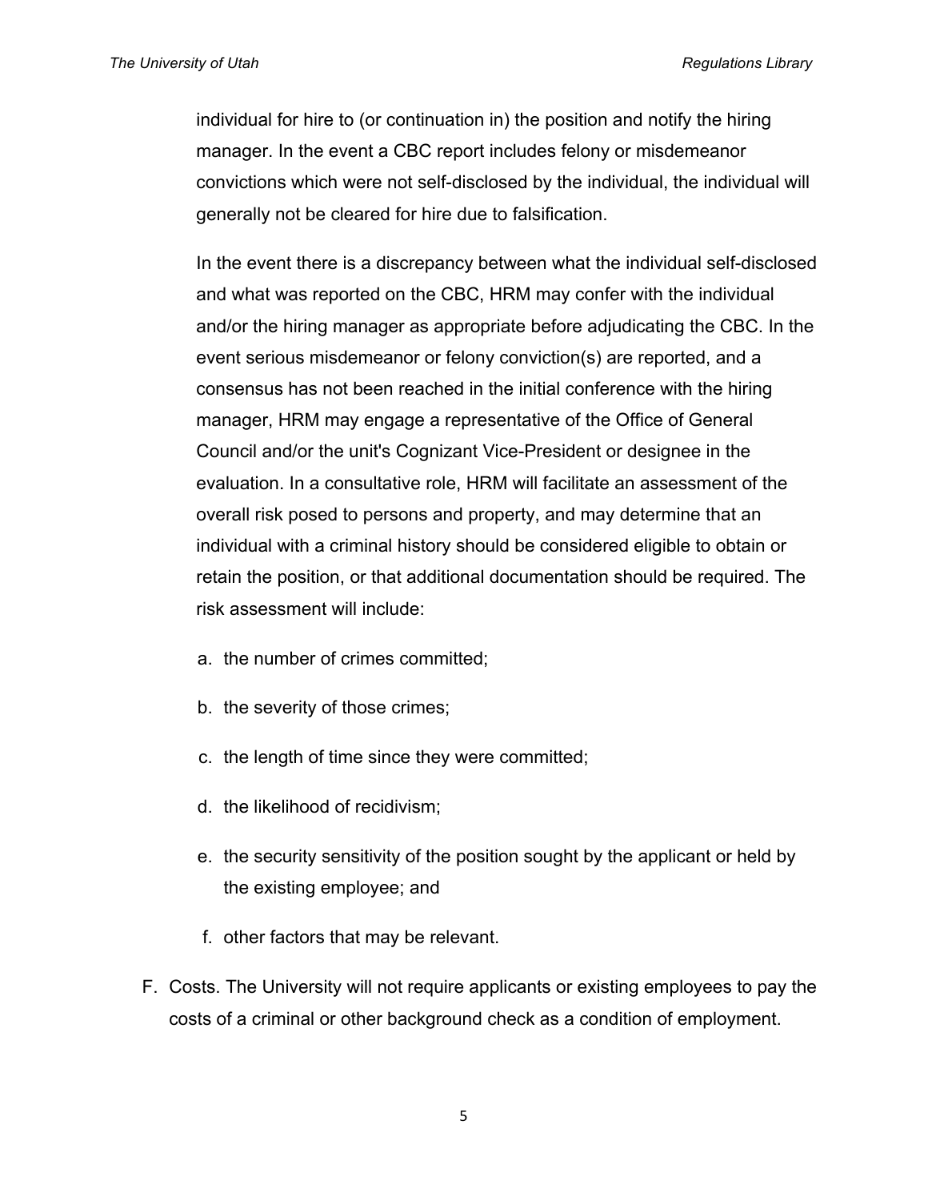individual for hire to (or continuation in) the position and notify the hiring manager. In the event a CBC report includes felony or misdemeanor convictions which were not self-disclosed by the individual, the individual will generally not be cleared for hire due to falsification.

In the event there is a discrepancy between what the individual self-disclosed and what was reported on the CBC, HRM may confer with the individual and/or the hiring manager as appropriate before adjudicating the CBC. In the event serious misdemeanor or felony conviction(s) are reported, and a consensus has not been reached in the initial conference with the hiring manager, HRM may engage a representative of the Office of General Council and/or the unit's Cognizant Vice-President or designee in the evaluation. In a consultative role, HRM will facilitate an assessment of the overall risk posed to persons and property, and may determine that an individual with a criminal history should be considered eligible to obtain or retain the position, or that additional documentation should be required. The risk assessment will include:

a. the number of crimes committed;

b. the severity of those crimes;

c. the length of time since they were committed;

d. the likelihood of recidivism;

e. the security sensitivity of the position sought by the applicant or held by the existing employee; and

f. other factors that may be relevant.

F. Costs. The University will not require applicants or existing employees to pay the costs of a criminal or other background check as a condition of employment.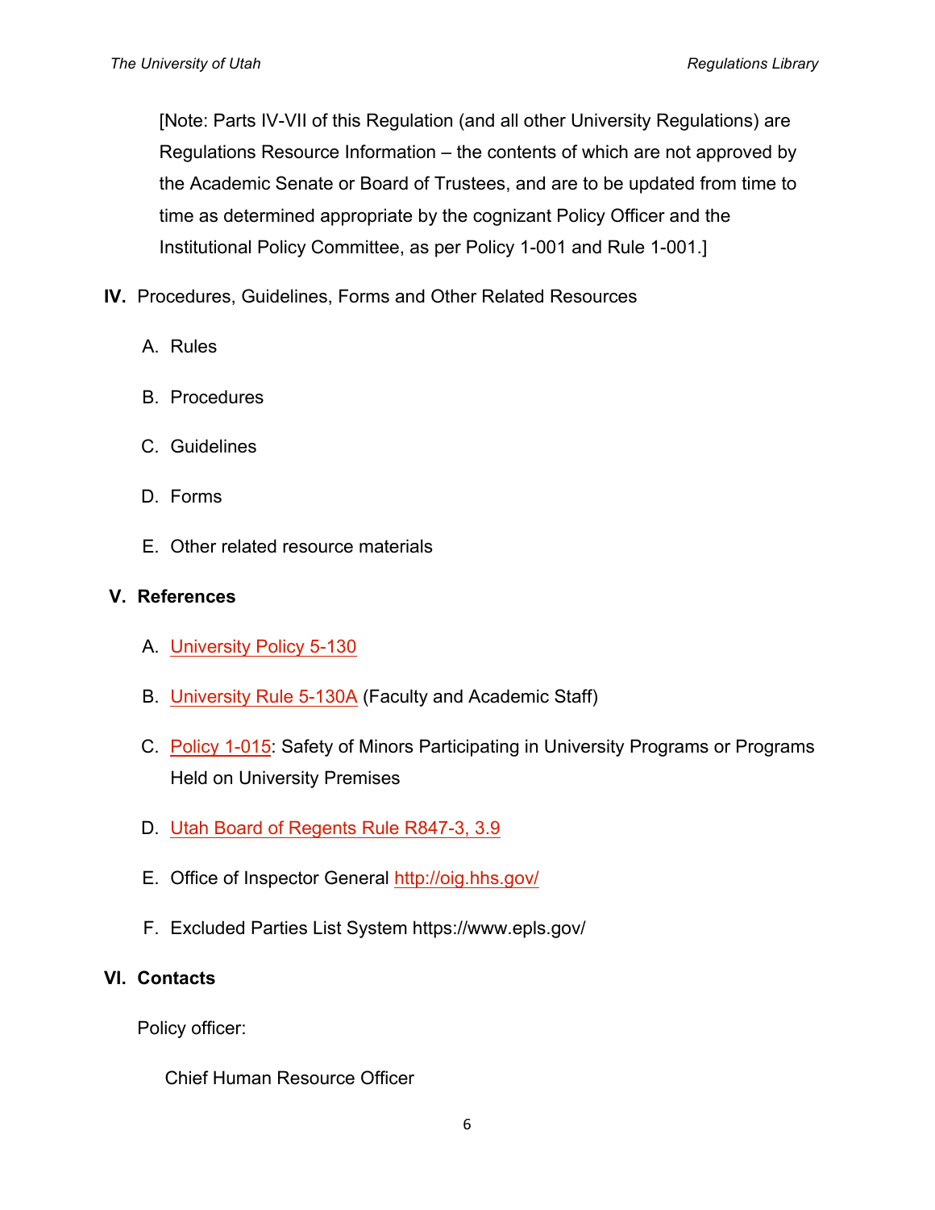[Note: Parts IV-VII of this Regulation (and all other University Regulations) are Regulations Resource Information – the contents of which are not approved by the Academic Senate or Board of Trustees, and are to be updated from time to time as determined appropriate by the cognizant Policy Officer and the Institutional Policy Committee, as per Policy 1-001 and Rule 1-001.]

**IV.** Procedures, Guidelines, Forms and Other Related Resources

A. Rules

B. Procedures

C. Guidelines

D. Forms

E. Other related resource materials

**V. References**

A. University Policy 5-130

B. University Rule 5-130A (Faculty and Academic Staff)

C. Policy 1-015: Safety of Minors Participating in University Programs or Programs Held on University Premises

D. Utah Board of Regents Rule R847-3, 3.9

E. Office of Inspector General http://oig.hhs.gov/

F. Excluded Parties List System https://www.epls.gov/

**VI. Contacts**

Policy officer:

Chief Human Resource Officer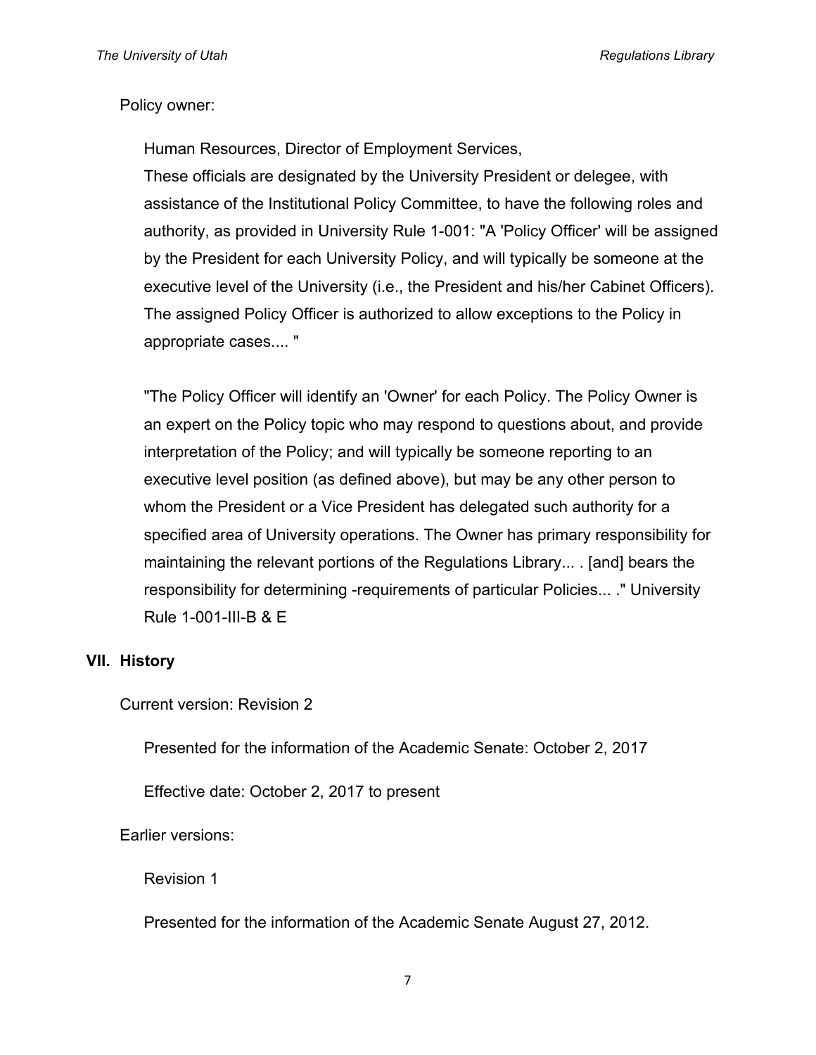Policy owner:

Human Resources, Director of Employment Services,

These officials are designated by the University President or delegee, with assistance of the Institutional Policy Committee, to have the following roles and authority, as provided in University Rule 1-001: "A 'Policy Officer' will be assigned by the President for each University Policy, and will typically be someone at the executive level of the University (i.e., the President and his/her Cabinet Officers). The assigned Policy Officer is authorized to allow exceptions to the Policy in appropriate cases.... "

"The Policy Officer will identify an 'Owner' for each Policy. The Policy Owner is an expert on the Policy topic who may respond to questions about, and provide interpretation of the Policy; and will typically be someone reporting to an executive level position (as defined above), but may be any other person to whom the President or a Vice President has delegated such authority for a specified area of University operations. The Owner has primary responsibility for maintaining the relevant portions of the Regulations Library... . [and] bears the responsibility for determining -requirements of particular Policies... ." University Rule 1-001-III-B & E

## VII. History

Current version: Revision 2

Presented for the information of the Academic Senate: October 2, 2017

Effective date: October 2, 2017 to present

Earlier versions:

Revision 1

Presented for the information of the Academic Senate August 27, 2012.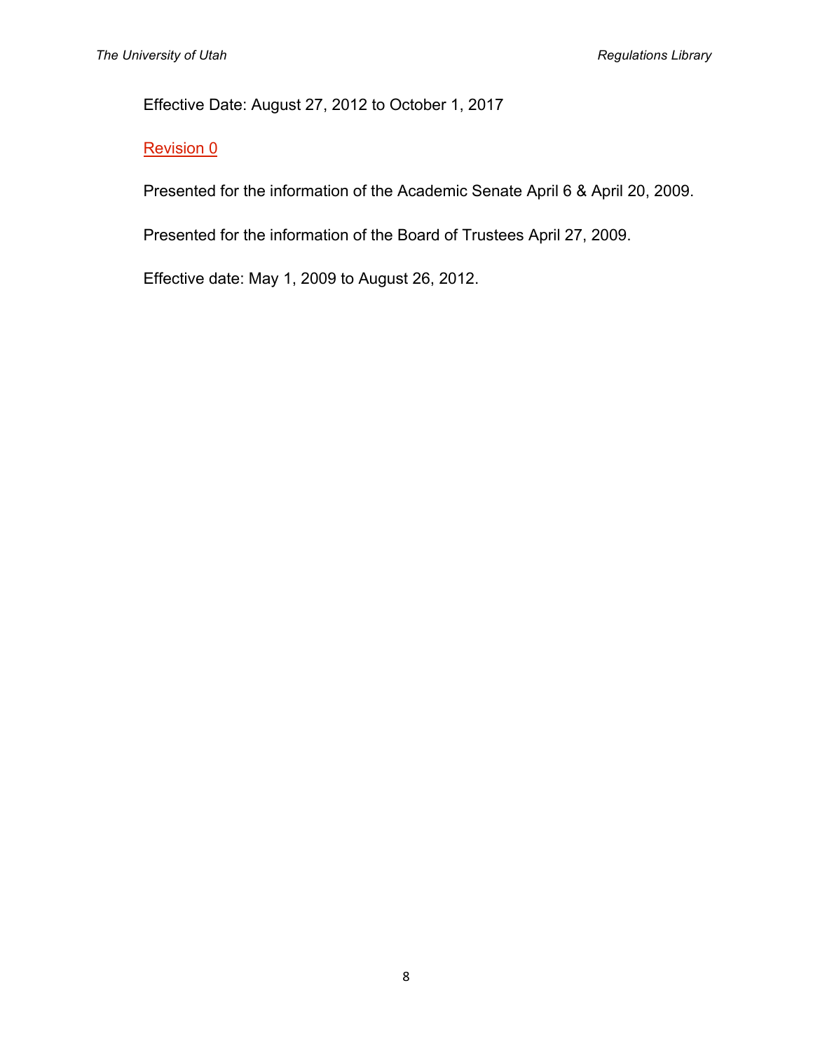Effective Date: August 27, 2012 to October 1, 2017

Revision 0

Presented for the information of the Academic Senate April 6 & April 20, 2009.

Presented for the information of the Board of Trustees April 27, 2009.

Effective date: May 1, 2009 to August 26, 2012.